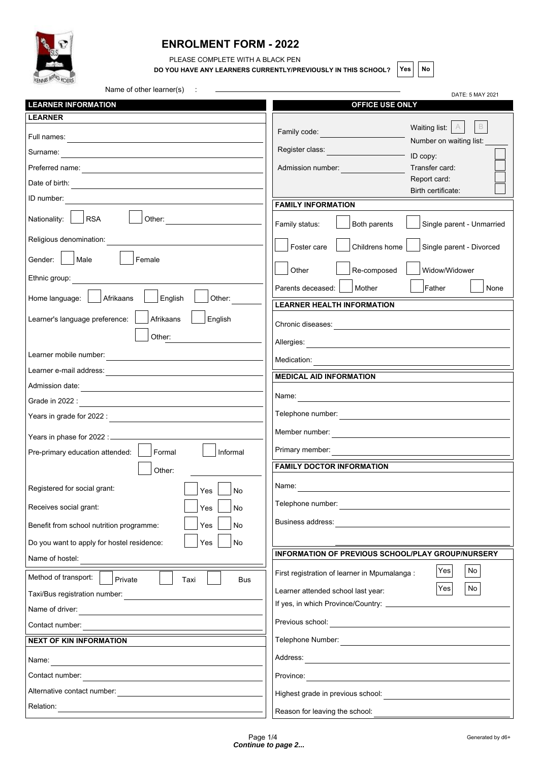# ENROLMENT FORM - 2022

PLEASE COMPLETE WITH A BLACK PEN

**DO YOU HAVE ANY LEARNERS CURRENTLY/PREVIOUSLY IN THIS SCHOOL?** ☐ Yes ☐ No

Name of other learner(s) : ______________________

DATE: 5 MAY 2021

## LEARNER INFORMATION

### LEARNER

Full names: ______________________

Surname: ______________________

Preferred name: ______________________

Date of birth: ______________________

ID number: ______________________

Nationality: ☐ RSA ☐ Other: ______________________

Religious denomination: ______________________

Gender: ☐ Male ☐ Female

Ethnic group: ______________________

Home language: ☐ Afrikaans ☐ English ☐ Other: __________

Learner's language preference: ☐ Afrikaans ☐ English ☐ Other: __________

Learner mobile number: ______________________

Learner e-mail address: ______________________

Admission date: ______________________

Grade in 2022 : ______________________

Years in grade for 2022 : ______________________

Years in phase for 2022 : ______________________

Pre-primary education attended: ☐ Formal ☐ Informal ☐ Other: __________

Registered for social grant: ☐ Yes ☐ No

Receives social grant: ☐ Yes ☐ No

Benefit from school nutrition programme: ☐ Yes ☐ No

Do you want to apply for hostel residence: ☐ Yes ☐ No

Name of hostel: ______________________

Method of transport: ☐ Private ☐ Taxi ☐ Bus

Taxi/Bus registration number: ______________________

Name of driver: ______________________

Contact number: ______________________

### NEXT OF KIN INFORMATION

Name: ______________________

Contact number: ______________________

Alternative contact number: ______________________

Relation: ______________________

## OFFICE USE ONLY

Family code: ______________________

Register class: ______________________

Admission number: ______________________

Waiting list: ☐ A ☐ B

Number on waiting list: ______

ID copy: ☐

Transfer card: ☐

Report card: ☐

Birth certificate: ☐

### FAMILY INFORMATION

Family status: ☐ Both parents ☐ Single parent - Unmarried ☐ Foster care ☐ Childrens home ☐ Single parent - Divorced ☐ Other ☐ Re-composed ☐ Widow/Widower

Parents deceased: ☐ Mother ☐ Father ☐ None

### LEARNER HEALTH INFORMATION

Chronic diseases: ______________________

Allergies: ______________________

Medication: ______________________

### MEDICAL AID INFORMATION

Name: ______________________

Telephone number: ______________________

Member number: ______________________

Primary member: ______________________

### FAMILY DOCTOR INFORMATION

Name: ______________________

Telephone number: ______________________

Business address: ______________________

______________________

### INFORMATION OF PREVIOUS SCHOOL/PLAY GROUP/NURSERY

First registration of learner in Mpumalanga : ☐ Yes ☐ No

Learner attended school last year: ☐ Yes ☐ No

If yes, in which Province/Country: ______________________

Previous school: ______________________

Telephone Number: ______________________

Address: ______________________

Province: ______________________

Highest grade in previous school: ______________________

Reason for leaving the school: ______________________

***Continue to page 2...***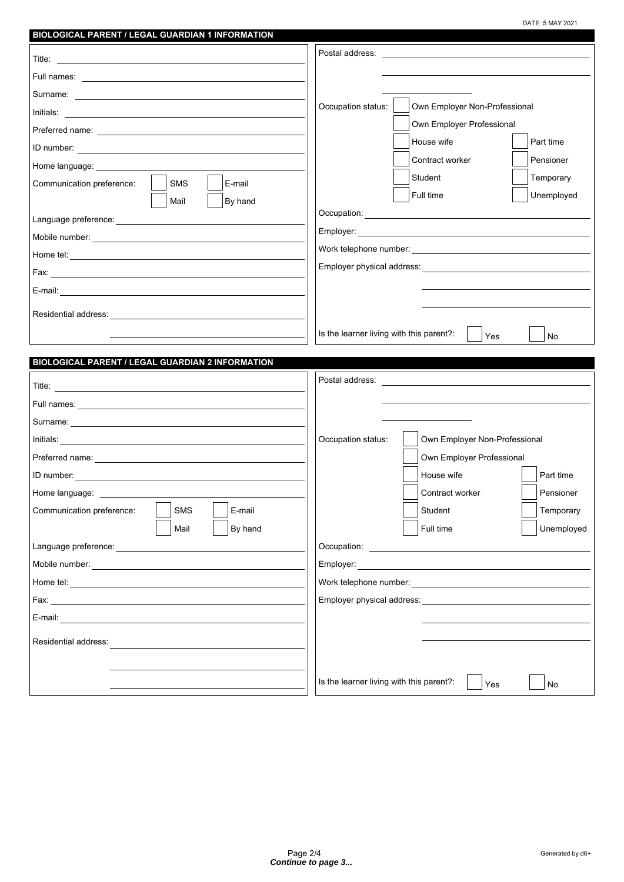DATE: 5 MAY 2021

## BIOLOGICAL PARENT / LEGAL GUARDIAN 1 INFORMATION

Title: ______________________

Full names: ______________________

Surname: ______________________

Initials: ______________________

Preferred name: ______________________

ID number: ______________________

Home language: ______________________

Communication preference: ☐ SMS ☐ E-mail ☐ Mail ☐ By hand

Language preference: ______________________

Mobile number: ______________________

Home tel: ______________________

Fax: ______________________

E-mail: ______________________

Residential address: ______________________

______________________

Postal address: ______________________

______________________

______________________

Occupation status: ☐ Own Employer Non-Professional ☐ Own Employer Professional ☐ House wife ☐ Part time ☐ Contract worker ☐ Pensioner ☐ Student ☐ Temporary ☐ Full time ☐ Unemployed

Occupation: ______________________

Employer: ______________________

Work telephone number: ______________________

Employer physical address: ______________________

______________________

______________________

Is the learner living with this parent?: ☐ Yes ☐ No

## BIOLOGICAL PARENT / LEGAL GUARDIAN 2 INFORMATION

Title: ______________________

Full names: ______________________

Surname: ______________________

Initials: ______________________

Preferred name: ______________________

ID number: ______________________

Home language: ______________________

Communication preference: ☐ SMS ☐ E-mail ☐ Mail ☐ By hand

Language preference: ______________________

Mobile number: ______________________

Home tel: ______________________

Fax: ______________________

E-mail: ______________________

Residential address: ______________________

______________________

______________________

Postal address: ______________________

______________________

______________________

Occupation status: ☐ Own Employer Non-Professional ☐ Own Employer Professional ☐ House wife ☐ Part time ☐ Contract worker ☐ Pensioner ☐ Student ☐ Temporary ☐ Full time ☐ Unemployed

Occupation: ______________________

Employer: ______________________

Work telephone number: ______________________

Employer physical address: ______________________

______________________

______________________

Is the learner living with this parent?: ☐ Yes ☐ No

Generated by d6+

***Continue to page 3...***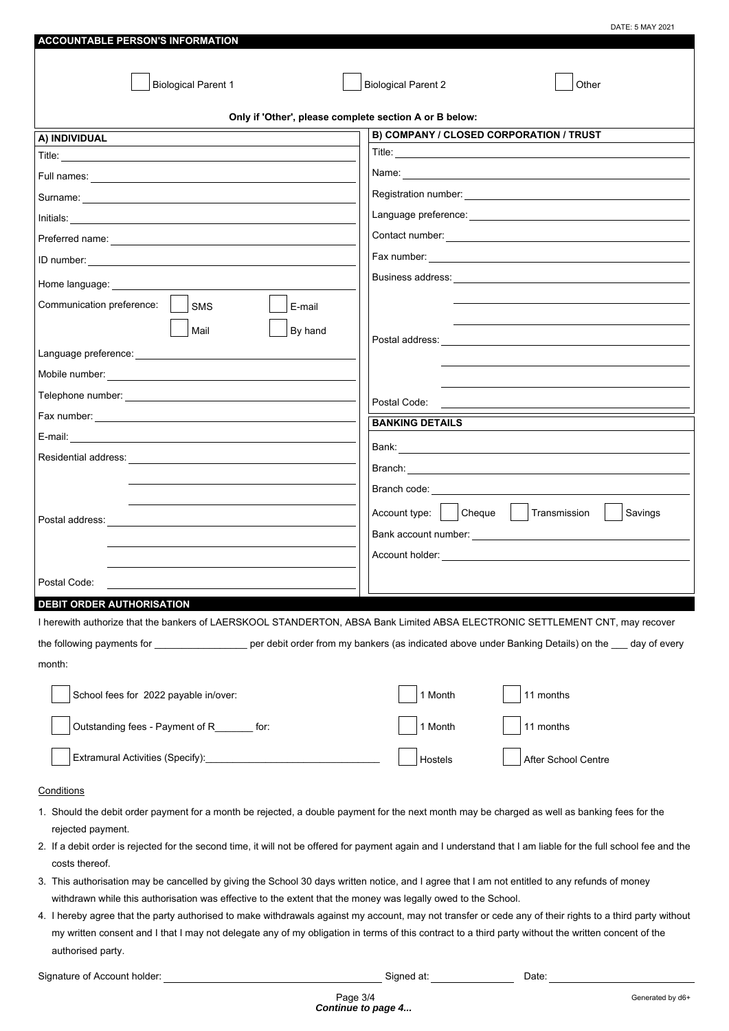DATE: 5 MAY 2021

## ACCOUNTABLE PERSON'S INFORMATION

☐ Biological Parent 1 ☐ Biological Parent 2 ☐ Other

**Only if 'Other', please complete section A or B below:**

### A) INDIVIDUAL

Title: ______________________

Full names: ______________________

Surname: ______________________

Initials: ______________________

Preferred name: ______________________

ID number: ______________________

Home language: ______________________

Communication preference: ☐ SMS ☐ E-mail ☐ Mail ☐ By hand

Language preference: ______________________

Mobile number: ______________________

Telephone number: ______________________

Fax number: ______________________

E-mail: ______________________

Residential address: ______________________

Postal address: ______________________

Postal Code: ______________________

### B) COMPANY / CLOSED CORPORATION / TRUST

Title: ______________________

Name: ______________________

Registration number: ______________________

Language preference: ______________________

Contact number: ______________________

Fax number: ______________________

Business address: ______________________

Postal address: ______________________

Postal Code: ______________________

### BANKING DETAILS

Bank: ______________________

Branch: ______________________

Branch code: ______________________

Account type: ☐ Cheque ☐ Transmission ☐ Savings

Bank account number: ______________________

Account holder: ______________________

## DEBIT ORDER AUTHORISATION

I herewith authorize that the bankers of LAERSKOOL STANDERTON, ABSA Bank Limited ABSA ELECTRONIC SETTLEMENT CNT, may recover the following payments for _________________ per debit order from my bankers (as indicated above under Banking Details) on the ___ day of every month:

☐ School fees for 2022 payable in/over: ☐ 1 Month ☐ 11 months

☐ Outstanding fees - Payment of R_______ for: ☐ 1 Month ☐ 11 months

☐ Extramural Activities (Specify):______________________ ☐ Hostels ☐ After School Centre

Conditions

1. Should the debit order payment for a month be rejected, a double payment for the next month may be charged as well as banking fees for the rejected payment.
2. If a debit order is rejected for the second time, it will not be offered for payment again and I understand that I am liable for the full school fee and the costs thereof.
3. This authorisation may be cancelled by giving the School 30 days written notice, and I agree that I am not entitled to any refunds of money withdrawn while this authorisation was effective to the extent that the money was legally owed to the School.
4. I hereby agree that the party authorised to make withdrawals against my account, may not transfer or cede any of their rights to a third party without my written consent and I that I may not delegate any of my obligation in terms of this contract to a third party without the written concent of the authorised party.

Signature of Account holder: ______________________ Signed at: ______________ Date: ______________

*Continue to page 4...*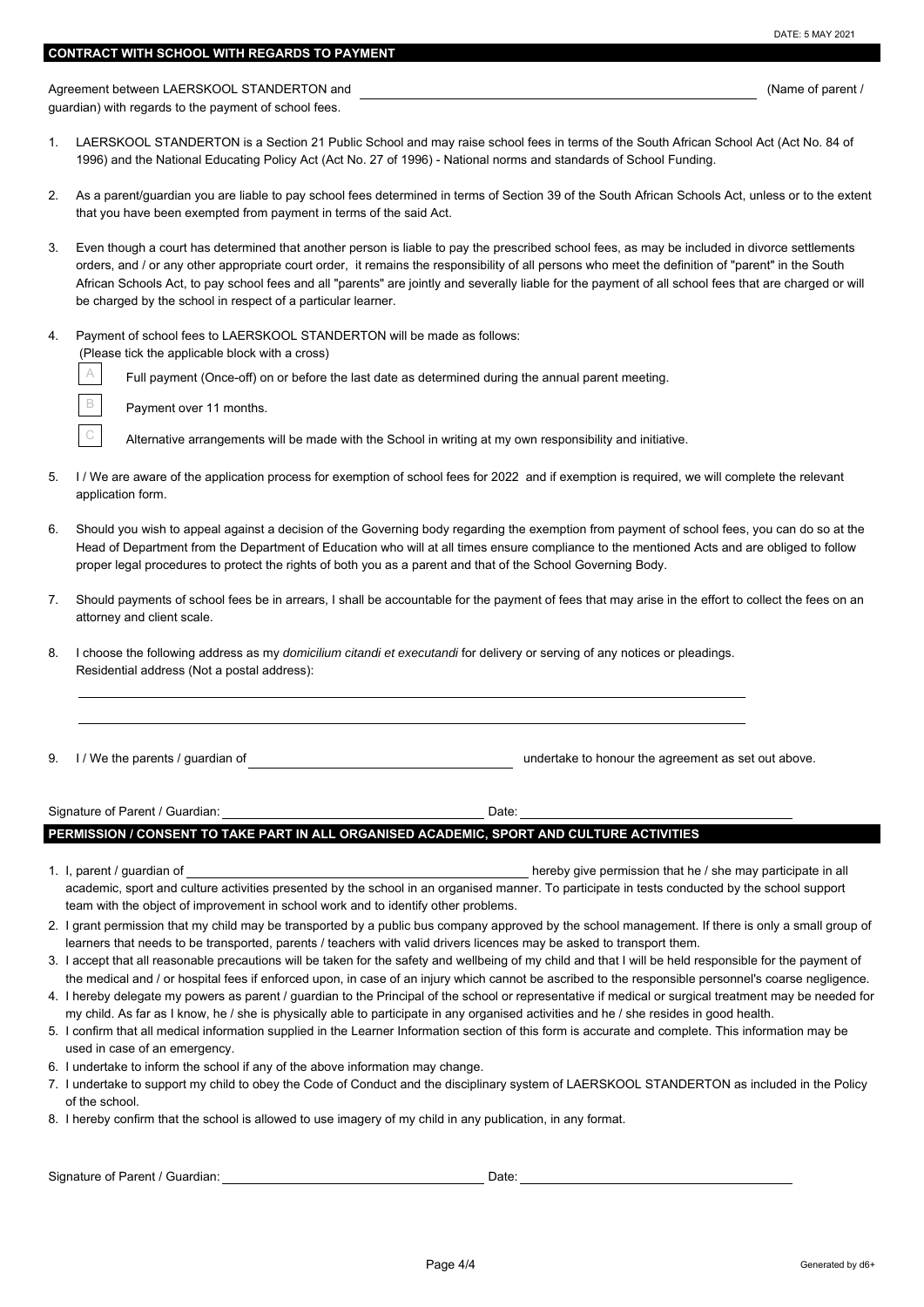DATE: 5 MAY 2021

## CONTRACT WITH SCHOOL WITH REGARDS TO PAYMENT

Agreement between LAERSKOOL STANDERTON and ______________________________ (Name of parent / guardian) with regards to the payment of school fees.

1. LAERSKOOL STANDERTON is a Section 21 Public School and may raise school fees in terms of the South African School Act (Act No. 84 of 1996) and the National Educating Policy Act (Act No. 27 of 1996) - National norms and standards of School Funding.
2. As a parent/guardian you are liable to pay school fees determined in terms of Section 39 of the South African Schools Act, unless or to the extent that you have been exempted from payment in terms of the said Act.
3. Even though a court has determined that another person is liable to pay the prescribed school fees, as may be included in divorce settlements orders, and / or any other appropriate court order, it remains the responsibility of all persons who meet the definition of "parent" in the South African Schools Act, to pay school fees and all "parents" are jointly and severally liable for the payment of all school fees that are charged or will be charged by the school in respect of a particular learner.
4. Payment of school fees to LAERSKOOL STANDERTON will be made as follows:
   (Please tick the applicable block with a cross)
   - A — Full payment (Once-off) on or before the last date as determined during the annual parent meeting.
   - B — Payment over 11 months.
   - C — Alternative arrangements will be made with the School in writing at my own responsibility and initiative.
5. I / We are aware of the application process for exemption of school fees for 2022 and if exemption is required, we will complete the relevant application form.
6. Should you wish to appeal against a decision of the Governing body regarding the exemption from payment of school fees, you can do so at the Head of Department from the Department of Education who will at all times ensure compliance to the mentioned Acts and are obliged to follow proper legal procedures to protect the rights of both you as a parent and that of the School Governing Body.
7. Should payments of school fees be in arrears, I shall be accountable for the payment of fees that may arise in the effort to collect the fees on an attorney and client scale.
8. I choose the following address as my *domicilium citandi et executandi* for delivery or serving of any notices or pleadings.
   Residential address (Not a postal address):

   ______________________________

   ______________________________
9. I / We the parents / guardian of ______________________________ undertake to honour the agreement as set out above.

Signature of Parent / Guardian: ______________________________ Date: ______________________________

## PERMISSION / CONSENT TO TAKE PART IN ALL ORGANISED ACADEMIC, SPORT AND CULTURE ACTIVITIES

1. I, parent / guardian of ______________________________ hereby give permission that he / she may participate in all academic, sport and culture activities presented by the school in an organised manner. To participate in tests conducted by the school support team with the object of improvement in school work and to identify other problems.
2. I grant permission that my child may be transported by a public bus company approved by the school management. If there is only a small group of learners that needs to be transported, parents / teachers with valid drivers licences may be asked to transport them.
3. I accept that all reasonable precautions will be taken for the safety and wellbeing of my child and that I will be held responsible for the payment of the medical and / or hospital fees if enforced upon, in case of an injury which cannot be ascribed to the responsible personnel's coarse negligence.
4. I hereby delegate my powers as parent / guardian to the Principal of the school or representative if medical or surgical treatment may be needed for my child. As far as I know, he / she is physically able to participate in any organised activities and he / she resides in good health.
5. I confirm that all medical information supplied in the Learner Information section of this form is accurate and complete. This information may be used in case of an emergency.
6. I undertake to inform the school if any of the above information may change.
7. I undertake to support my child to obey the Code of Conduct and the disciplinary system of LAERSKOOL STANDERTON as included in the Policy of the school.
8. I hereby confirm that the school is allowed to use imagery of my child in any publication, in any format.

Signature of Parent / Guardian: ______________________________ Date: ______________________________

Generated by d6+